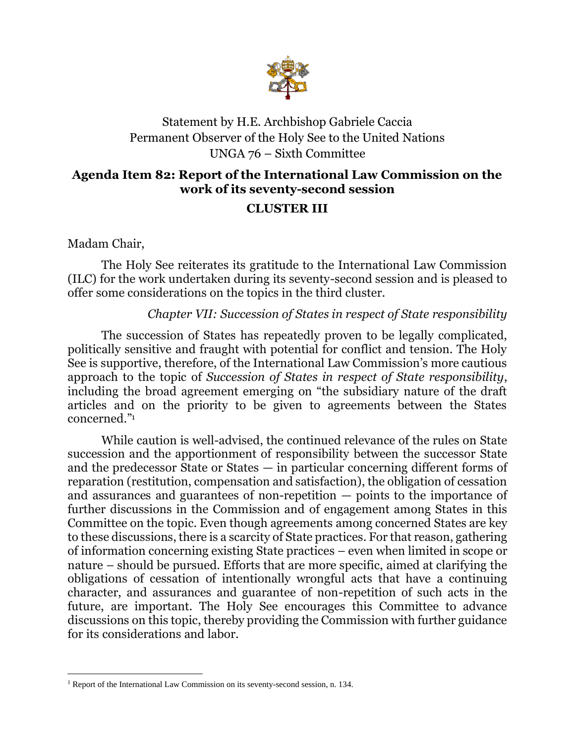Statement by H.E. Archbishop Gabriele Caccia
Permanent Observer of the Holy See to the United Nations
UNGA 76 – Sixth Committee

## Agenda Item 82: Report of the International Law Commission on the work of its seventy-second session

## CLUSTER III

Madam Chair,

The Holy See reiterates its gratitude to the International Law Commission (ILC) for the work undertaken during its seventy-second session and is pleased to offer some considerations on the topics in the third cluster.

*Chapter VII: Succession of States in respect of State responsibility*

The succession of States has repeatedly proven to be legally complicated, politically sensitive and fraught with potential for conflict and tension. The Holy See is supportive, therefore, of the International Law Commission's more cautious approach to the topic of *Succession of States in respect of State responsibility*, including the broad agreement emerging on "the subsidiary nature of the draft articles and on the priority to be given to agreements between the States concerned."[1]

While caution is well-advised, the continued relevance of the rules on State succession and the apportionment of responsibility between the successor State and the predecessor State or States — in particular concerning different forms of reparation (restitution, compensation and satisfaction), the obligation of cessation and assurances and guarantees of non-repetition — points to the importance of further discussions in the Commission and of engagement among States in this Committee on the topic. Even though agreements among concerned States are key to these discussions, there is a scarcity of State practices. For that reason, gathering of information concerning existing State practices – even when limited in scope or nature – should be pursued. Efforts that are more specific, aimed at clarifying the obligations of cessation of intentionally wrongful acts that have a continuing character, and assurances and guarantee of non-repetition of such acts in the future, are important. The Holy See encourages this Committee to advance discussions on this topic, thereby providing the Commission with further guidance for its considerations and labor.

[1] Report of the International Law Commission on its seventy-second session, n. 134.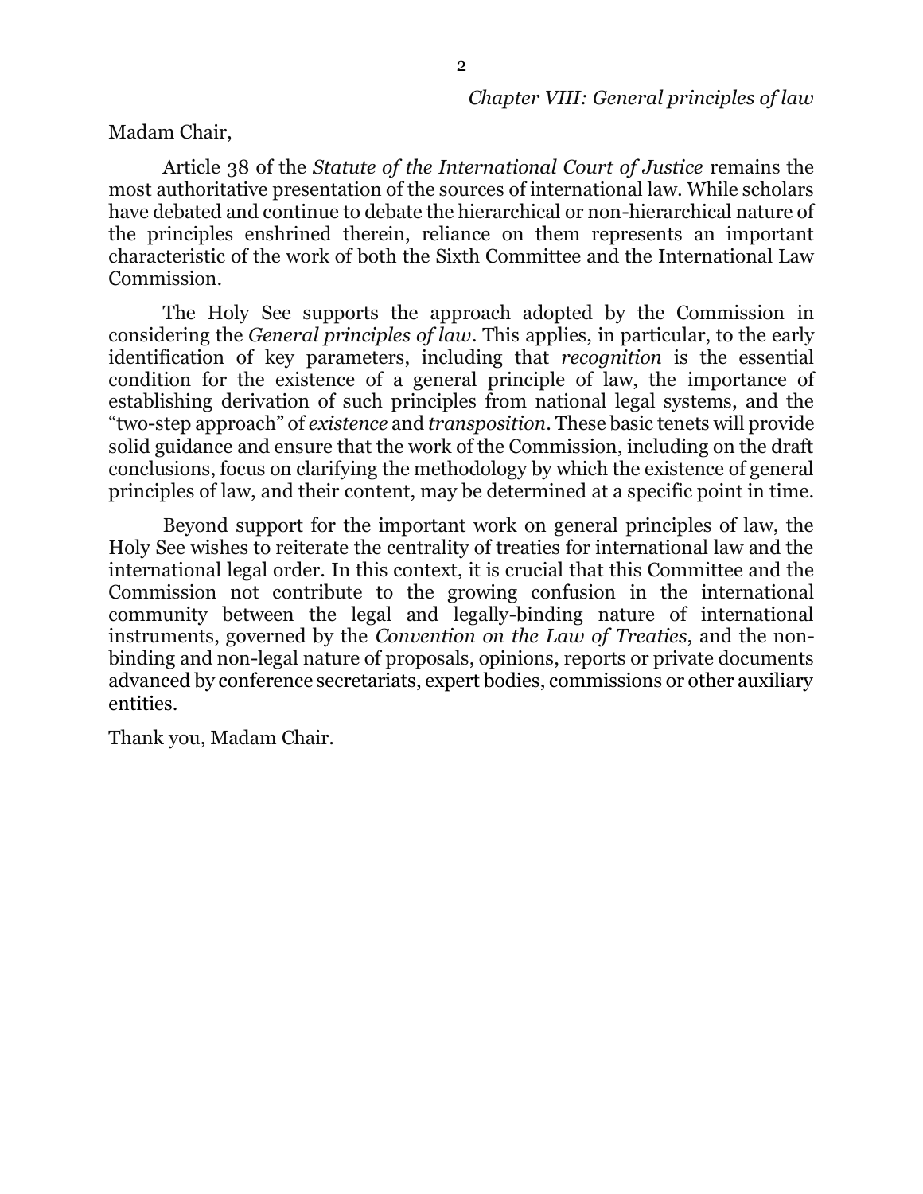*Chapter VIII: General principles of law*

Madam Chair,

Article 38 of the *Statute of the International Court of Justice* remains the most authoritative presentation of the sources of international law. While scholars have debated and continue to debate the hierarchical or non-hierarchical nature of the principles enshrined therein, reliance on them represents an important characteristic of the work of both the Sixth Committee and the International Law Commission.

The Holy See supports the approach adopted by the Commission in considering the *General principles of law*. This applies, in particular, to the early identification of key parameters, including that *recognition* is the essential condition for the existence of a general principle of law, the importance of establishing derivation of such principles from national legal systems, and the "two-step approach" of *existence* and *transposition*. These basic tenets will provide solid guidance and ensure that the work of the Commission, including on the draft conclusions, focus on clarifying the methodology by which the existence of general principles of law, and their content, may be determined at a specific point in time.

Beyond support for the important work on general principles of law, the Holy See wishes to reiterate the centrality of treaties for international law and the international legal order. In this context, it is crucial that this Committee and the Commission not contribute to the growing confusion in the international community between the legal and legally-binding nature of international instruments, governed by the *Convention on the Law of Treaties*, and the non-binding and non-legal nature of proposals, opinions, reports or private documents advanced by conference secretariats, expert bodies, commissions or other auxiliary entities.

Thank you, Madam Chair.